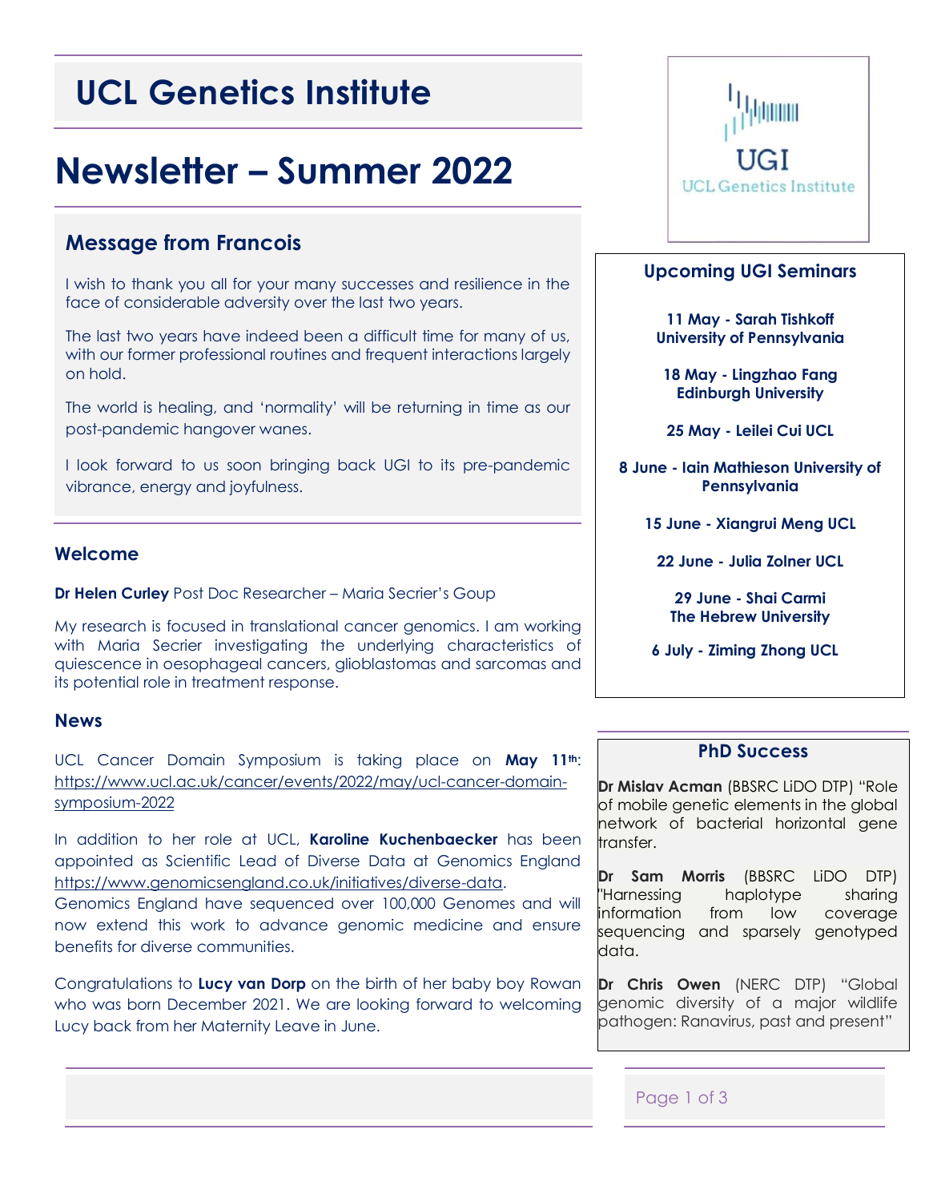# UCL Genetics Institute

# Newsletter – Summer 2022

## Message from Francois

I wish to thank you all for your many successes and resilience in the face of considerable adversity over the last two years.

The last two years have indeed been a difficult time for many of us, with our former professional routines and frequent interactions largely on hold.

The world is healing, and 'normality' will be returning in time as our post-pandemic hangover wanes.

I look forward to us soon bringing back UGI to its pre-pandemic vibrance, energy and joyfulness.

### Welcome

**Dr Helen Curley** Post Doc Researcher – Maria Secrier's Goup

My research is focused in translational cancer genomics. I am working with Maria Secrier investigating the underlying characteristics of quiescence in oesophageal cancers, glioblastomas and sarcomas and its potential role in treatment response.

### News

UCL Cancer Domain Symposium is taking place on **May 11th**: https://www.ucl.ac.uk/cancer/events/2022/may/ucl-cancer-domain-symposium-2022

In addition to her role at UCL, **Karoline Kuchenbaecker** has been appointed as Scientific Lead of Diverse Data at Genomics England https://www.genomicsengland.co.uk/initiatives/diverse-data. Genomics England have sequenced over 100,000 Genomes and will now extend this work to advance genomic medicine and ensure benefits for diverse communities.

Congratulations to **Lucy van Dorp** on the birth of her baby boy Rowan who was born December 2021. We are looking forward to welcoming Lucy back from her Maternity Leave in June.

### Upcoming UGI Seminars

**11 May - Sarah Tishkoff University of Pennsylvania**

**18 May - Lingzhao Fang Edinburgh University**

**25 May - Leilei Cui UCL**

**8 June - Iain Mathieson University of Pennsylvania**

**15 June - Xiangrui Meng UCL**

**22 June - Julia Zolner UCL**

**29 June - Shai Carmi The Hebrew University**

**6 July - Ziming Zhong UCL**

### PhD Success

**Dr Mislav Acman** (BBSRC LiDO DTP) "Role of mobile genetic elements in the global network of bacterial horizontal gene transfer.

**Dr Sam Morris** (BBSRC LiDO DTP) "Harnessing haplotype sharing information from low coverage sequencing and sparsely genotyped data.

**Dr Chris Owen** (NERC DTP) "Global genomic diversity of a major wildlife pathogen: Ranavirus, past and present"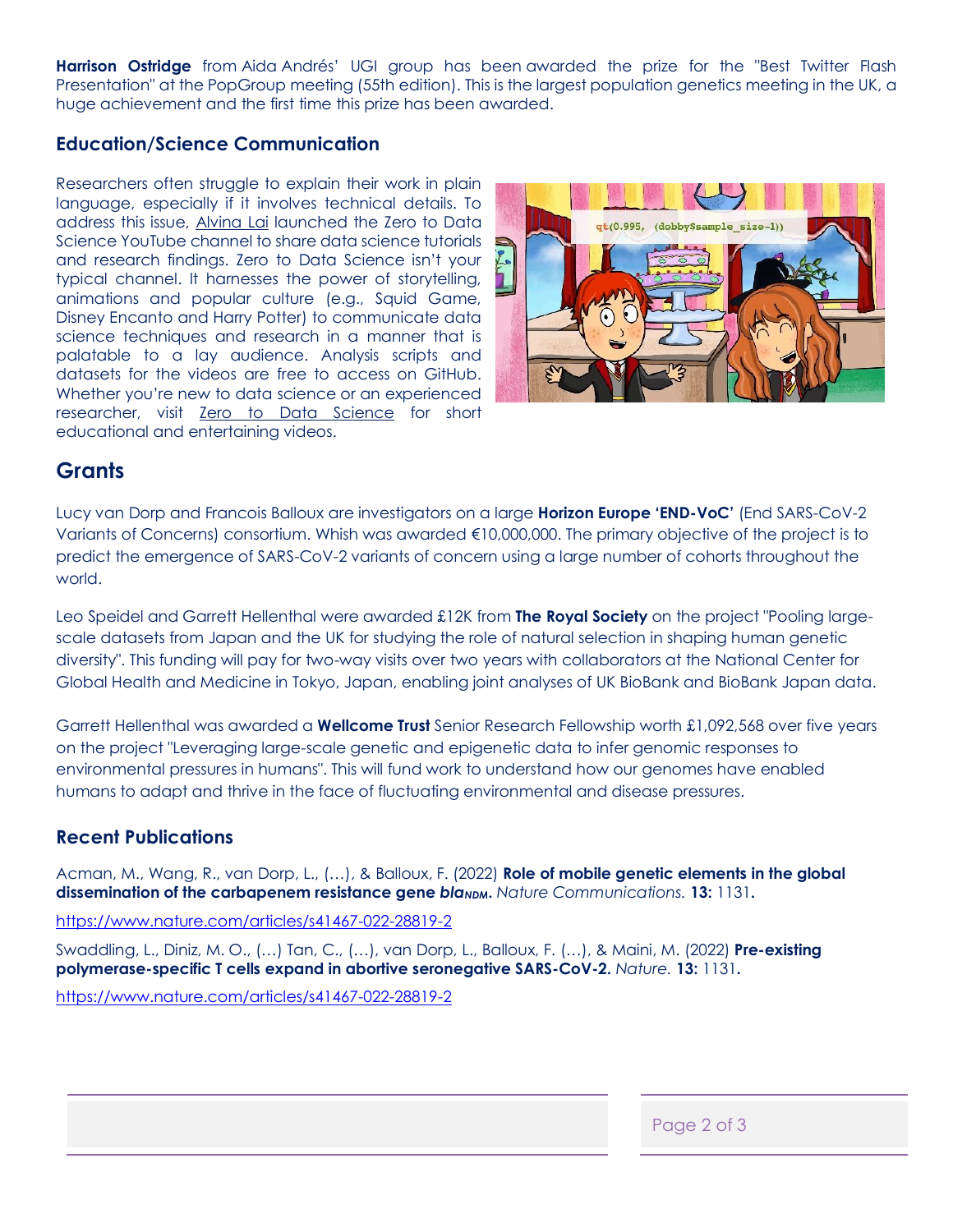**Harrison Ostridge** from Aida Andrés' UGI group has been awarded the prize for the "Best Twitter Flash Presentation" at the PopGroup meeting (55th edition). This is the largest population genetics meeting in the UK, a huge achievement and the first time this prize has been awarded.

### Education/Science Communication

Researchers often struggle to explain their work in plain language, especially if it involves technical details. To address this issue, Alvina Lai launched the Zero to Data Science YouTube channel to share data science tutorials and research findings. Zero to Data Science isn't your typical channel. It harnesses the power of storytelling, animations and popular culture (e.g., Squid Game, Disney Encanto and Harry Potter) to communicate data science techniques and research in a manner that is palatable to a lay audience. Analysis scripts and datasets for the videos are free to access on GitHub. Whether you're new to data science or an experienced researcher, visit Zero to Data Science for short educational and entertaining videos.

## Grants

Lucy van Dorp and Francois Balloux are investigators on a large **Horizon Europe 'END-VoC'** (End SARS-CoV-2 Variants of Concerns) consortium. Whish was awarded €10,000,000. The primary objective of the project is to predict the emergence of SARS-CoV-2 variants of concern using a large number of cohorts throughout the world.

Leo Speidel and Garrett Hellenthal were awarded £12K from **The Royal Society** on the project "Pooling large-scale datasets from Japan and the UK for studying the role of natural selection in shaping human genetic diversity". This funding will pay for two-way visits over two years with collaborators at the National Center for Global Health and Medicine in Tokyo, Japan, enabling joint analyses of UK BioBank and BioBank Japan data.

Garrett Hellenthal was awarded a **Wellcome Trust** Senior Research Fellowship worth £1,092,568 over five years on the project "Leveraging large-scale genetic and epigenetic data to infer genomic responses to environmental pressures in humans". This will fund work to understand how our genomes have enabled humans to adapt and thrive in the face of fluctuating environmental and disease pressures.

### Recent Publications

Acman, M., Wang, R., van Dorp, L., (…), & Balloux, F. (2022) **Role of mobile genetic elements in the global dissemination of the carbapenem resistance gene *bla*$_{NDM}$.** *Nature Communications.* **13:** 1131**.**

https://www.nature.com/articles/s41467-022-28819-2

Swaddling, L., Diniz, M. O., (…) Tan, C., (…), van Dorp, L., Balloux, F. (…), & Maini, M. (2022) **Pre-existing polymerase-specific T cells expand in abortive seronegative SARS-CoV-2.** *Nature.* **13:** 1131**.**

https://www.nature.com/articles/s41467-022-28819-2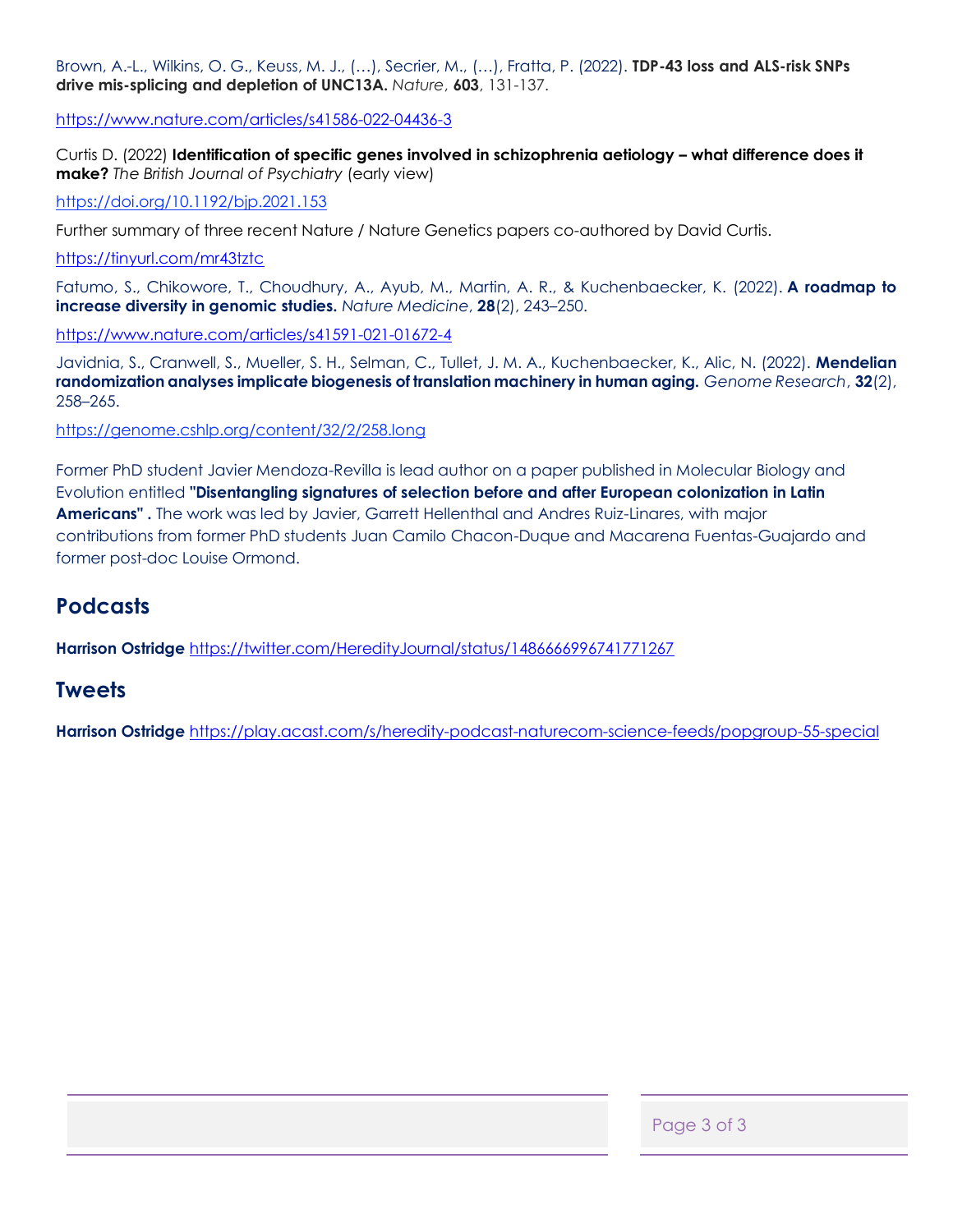Brown, A.-L., Wilkins, O. G., Keuss, M. J., (…), Secrier, M., (…), Fratta, P. (2022). **TDP-43 loss and ALS-risk SNPs drive mis-splicing and depletion of UNC13A.** *Nature*, **603**, 131-137.

https://www.nature.com/articles/s41586-022-04436-3

Curtis D. (2022) **Identification of specific genes involved in schizophrenia aetiology – what difference does it make?** *The British Journal of Psychiatry* (early view)

https://doi.org/10.1192/bjp.2021.153

Further summary of three recent Nature / Nature Genetics papers co-authored by David Curtis.

https://tinyurl.com/mr43tztc

Fatumo, S., Chikowore, T., Choudhury, A., Ayub, M., Martin, A. R., & Kuchenbaecker, K. (2022). **A roadmap to increase diversity in genomic studies.** *Nature Medicine*, **28**(2), 243–250.

https://www.nature.com/articles/s41591-021-01672-4

Javidnia, S., Cranwell, S., Mueller, S. H., Selman, C., Tullet, J. M. A., Kuchenbaecker, K., Alic, N. (2022). **Mendelian randomization analyses implicate biogenesis of translation machinery in human aging.** *Genome Research*, **32**(2), 258–265.

https://genome.cshlp.org/content/32/2/258.long

Former PhD student Javier Mendoza-Revilla is lead author on a paper published in Molecular Biology and Evolution entitled **"Disentangling signatures of selection before and after European colonization in Latin Americans" .** The work was led by Javier, Garrett Hellenthal and Andres Ruiz-Linares, with major contributions from former PhD students Juan Camilo Chacon-Duque and Macarena Fuentas-Guajardo and former post-doc Louise Ormond.

## Podcasts

**Harrison Ostridge** https://twitter.com/HeredityJournal/status/1486666996741771267

## Tweets

**Harrison Ostridge** https://play.acast.com/s/heredity-podcast-naturecom-science-feeds/popgroup-55-special